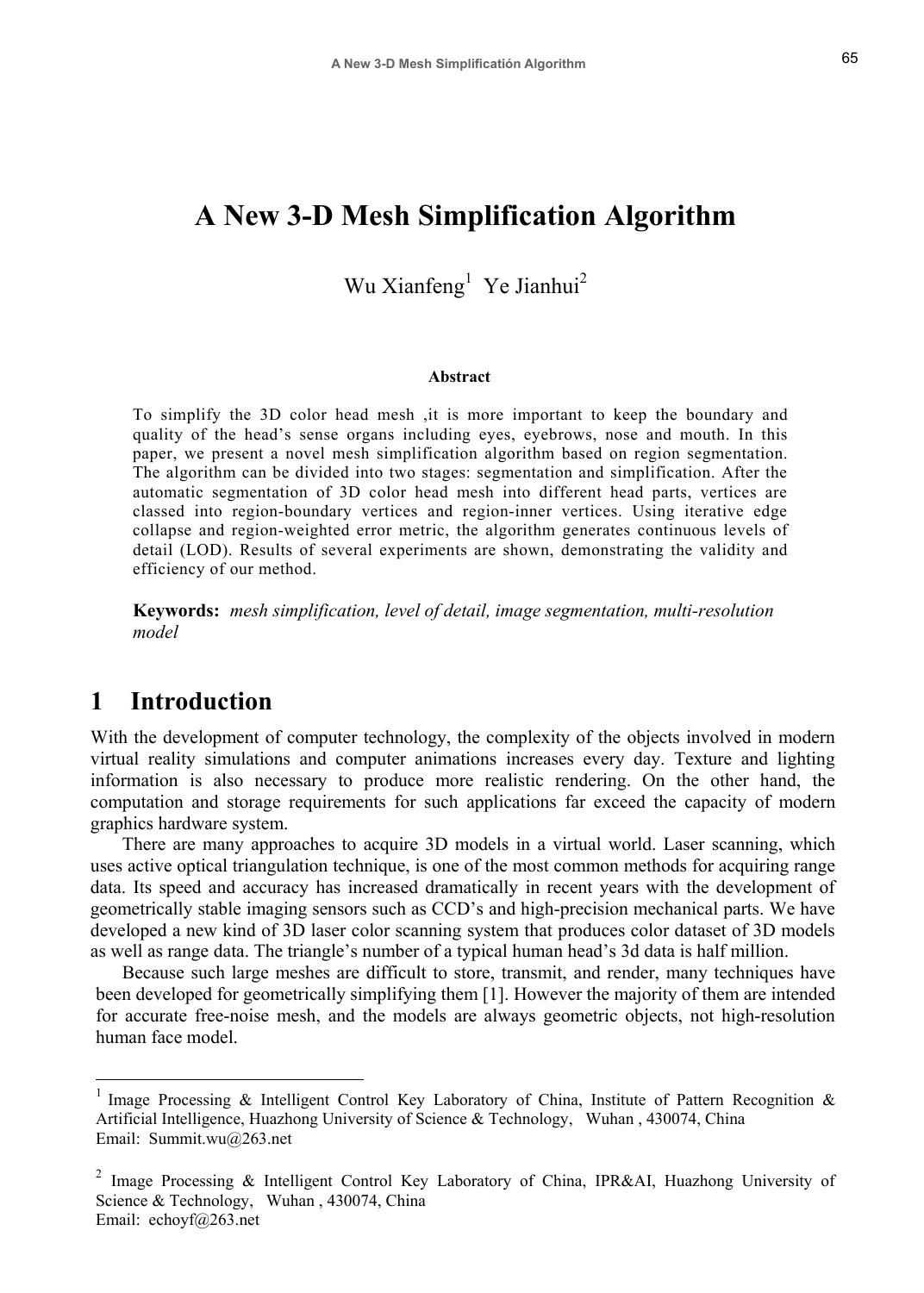# A New 3-D Mesh Simplification Algorithm

Wu Xianfeng[1] Ye Jianhui[2]

### Abstract

To simplify the 3D color head mesh ,it is more important to keep the boundary and quality of the head's sense organs including eyes, eyebrows, nose and mouth. In this paper, we present a novel mesh simplification algorithm based on region segmentation. The algorithm can be divided into two stages: segmentation and simplification. After the automatic segmentation of 3D color head mesh into different head parts, vertices are classed into region-boundary vertices and region-inner vertices. Using iterative edge collapse and region-weighted error metric, the algorithm generates continuous levels of detail (LOD). Results of several experiments are shown, demonstrating the validity and efficiency of our method.

**Keywords:** *mesh simplification, level of detail, image segmentation, multi-resolution model*

## 1 Introduction

With the development of computer technology, the complexity of the objects involved in modern virtual reality simulations and computer animations increases every day. Texture and lighting information is also necessary to produce more realistic rendering. On the other hand, the computation and storage requirements for such applications far exceed the capacity of modern graphics hardware system.

There are many approaches to acquire 3D models in a virtual world. Laser scanning, which uses active optical triangulation technique, is one of the most common methods for acquiring range data. Its speed and accuracy has increased dramatically in recent years with the development of geometrically stable imaging sensors such as CCD's and high-precision mechanical parts. We have developed a new kind of 3D laser color scanning system that produces color dataset of 3D models as well as range data. The triangle's number of a typical human head's 3d data is half million.

Because such large meshes are difficult to store, transmit, and render, many techniques have been developed for geometrically simplifying them [1]. However the majority of them are intended for accurate free-noise mesh, and the models are always geometric objects, not high-resolution human face model.

---

[1] Image Processing & Intelligent Control Key Laboratory of China, Institute of Pattern Recognition & Artificial Intelligence, Huazhong University of Science & Technology, Wuhan , 430074, China
Email: Summit.wu@263.net

[2] Image Processing & Intelligent Control Key Laboratory of China, IPR&AI, Huazhong University of Science & Technology, Wuhan , 430074, China
Email: echoyf@263.net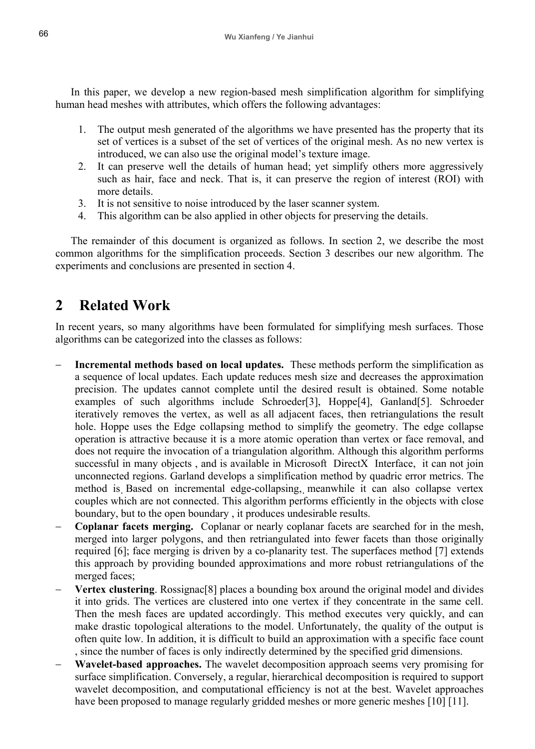In this paper, we develop a new region-based mesh simplification algorithm for simplifying human head meshes with attributes, which offers the following advantages:

1. The output mesh generated of the algorithms we have presented has the property that its set of vertices is a subset of the set of vertices of the original mesh. As no new vertex is introduced, we can also use the original model's texture image.
2. It can preserve well the details of human head; yet simplify others more aggressively such as hair, face and neck. That is, it can preserve the region of interest (ROI) with more details.
3. It is not sensitive to noise introduced by the laser scanner system.
4. This algorithm can be also applied in other objects for preserving the details.

The remainder of this document is organized as follows. In section 2, we describe the most common algorithms for the simplification proceeds. Section 3 describes our new algorithm. The experiments and conclusions are presented in section 4.

## 2 Related Work

In recent years, so many algorithms have been formulated for simplifying mesh surfaces. Those algorithms can be categorized into the classes as follows:

- **Incremental methods based on local updates.** These methods perform the simplification as a sequence of local updates. Each update reduces mesh size and decreases the approximation precision. The updates cannot complete until the desired result is obtained. Some notable examples of such algorithms include Schroeder[3], Hoppe[4], Ganland[5]. Schroeder iteratively removes the vertex, as well as all adjacent faces, then retriangulations the result hole. Hoppe uses the Edge collapsing method to simplify the geometry. The edge collapse operation is attractive because it is a more atomic operation than vertex or face removal, and does not require the invocation of a triangulation algorithm. Although this algorithm performs successful in many objects , and is available in Microsoft DirectX Interface, it can not join unconnected regions. Garland develops a simplification method by quadric error metrics. The method is Based on incremental edge-collapsing, meanwhile it can also collapse vertex couples which are not connected. This algorithm performs efficiently in the objects with close boundary, but to the open boundary , it produces undesirable results.
- **Coplanar facets merging.** Coplanar or nearly coplanar facets are searched for in the mesh, merged into larger polygons, and then retriangulated into fewer facets than those originally required [6]; face merging is driven by a co-planarity test. The superfaces method [7] extends this approach by providing bounded approximations and more robust retriangulations of the merged faces;
- **Vertex clustering**. Rossignac[8] places a bounding box around the original model and divides it into grids. The vertices are clustered into one vertex if they concentrate in the same cell. Then the mesh faces are updated accordingly. This method executes very quickly, and can make drastic topological alterations to the model. Unfortunately, the quality of the output is often quite low. In addition, it is difficult to build an approximation with a specific face count , since the number of faces is only indirectly determined by the specified grid dimensions.
- **Wavelet-based approaches.** The wavelet decomposition approach seems very promising for surface simplification. Conversely, a regular, hierarchical decomposition is required to support wavelet decomposition, and computational efficiency is not at the best. Wavelet approaches have been proposed to manage regularly gridded meshes or more generic meshes [10] [11].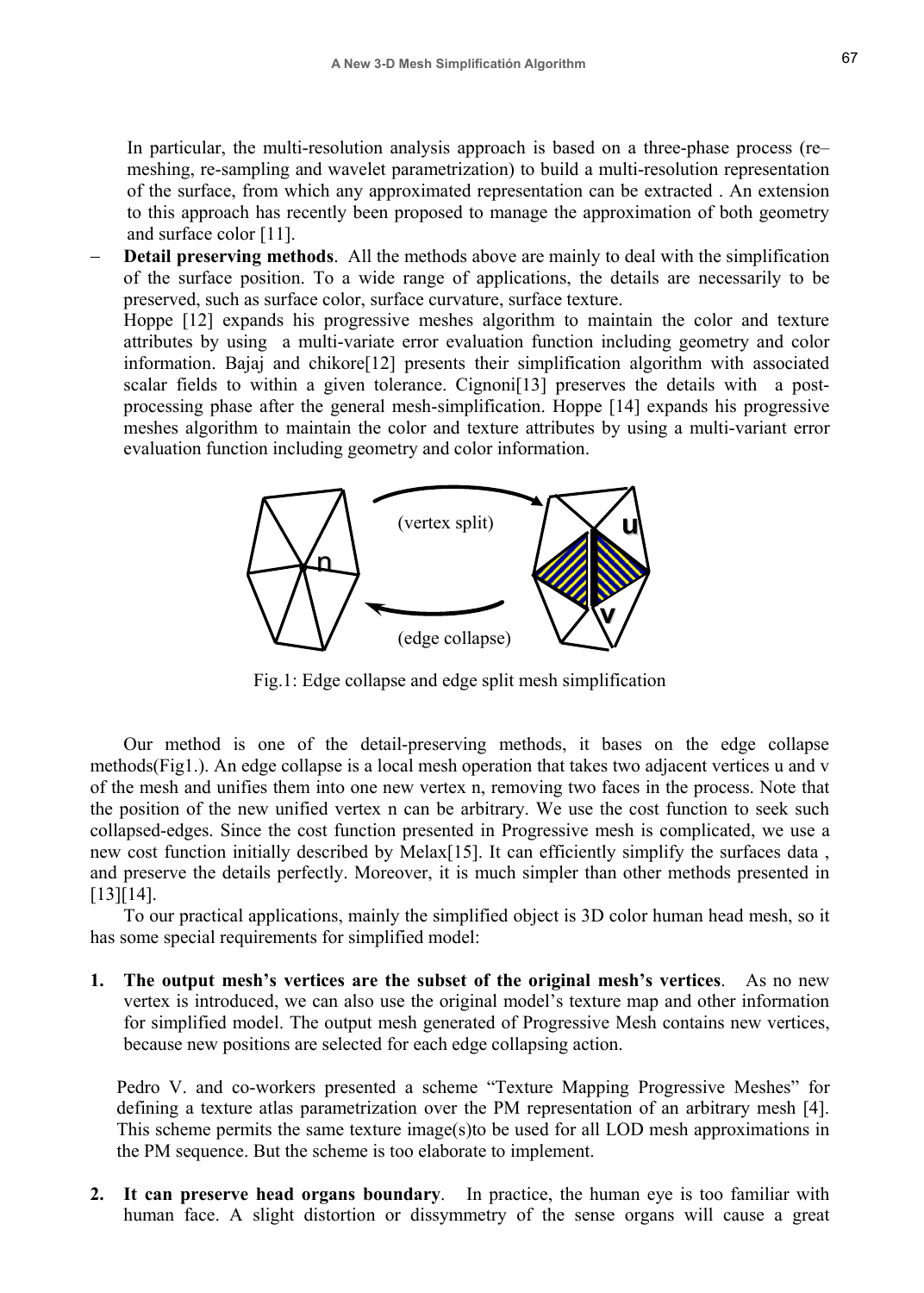In particular, the multi-resolution analysis approach is based on a three-phase process (re–meshing, re-sampling and wavelet parametrization) to build a multi-resolution representation of the surface, from which any approximated representation can be extracted . An extension to this approach has recently been proposed to manage the approximation of both geometry and surface color [11].

– **Detail preserving methods**. All the methods above are mainly to deal with the simplification of the surface position. To a wide range of applications, the details are necessarily to be preserved, such as surface color, surface curvature, surface texture.
Hoppe [12] expands his progressive meshes algorithm to maintain the color and texture attributes by using a multi-variate error evaluation function including geometry and color information. Bajaj and chikore[12] presents their simplification algorithm with associated scalar fields to within a given tolerance. Cignoni[13] preserves the details with a post-processing phase after the general mesh-simplification. Hoppe [14] expands his progressive meshes algorithm to maintain the color and texture attributes by using a multi-variant error evaluation function including geometry and color information.

Fig.1: Edge collapse and edge split mesh simplification

Our method is one of the detail-preserving methods, it bases on the edge collapse methods(Fig1.). An edge collapse is a local mesh operation that takes two adjacent vertices u and v of the mesh and unifies them into one new vertex n, removing two faces in the process. Note that the position of the new unified vertex n can be arbitrary. We use the cost function to seek such collapsed-edges. Since the cost function presented in Progressive mesh is complicated, we use a new cost function initially described by Melax[15]. It can efficiently simplify the surfaces data , and preserve the details perfectly. Moreover, it is much simpler than other methods presented in [13][14].

To our practical applications, mainly the simplified object is 3D color human head mesh, so it has some special requirements for simplified model:

1. **The output mesh's vertices are the subset of the original mesh's vertices**. As no new vertex is introduced, we can also use the original model's texture map and other information for simplified model. The output mesh generated of Progressive Mesh contains new vertices, because new positions are selected for each edge collapsing action.

   Pedro V. and co-workers presented a scheme "Texture Mapping Progressive Meshes" for defining a texture atlas parametrization over the PM representation of an arbitrary mesh [4]. This scheme permits the same texture image(s)to be used for all LOD mesh approximations in the PM sequence. But the scheme is too elaborate to implement.

2. **It can preserve head organs boundary**. In practice, the human eye is too familiar with human face. A slight distortion or dissymmetry of the sense organs will cause a great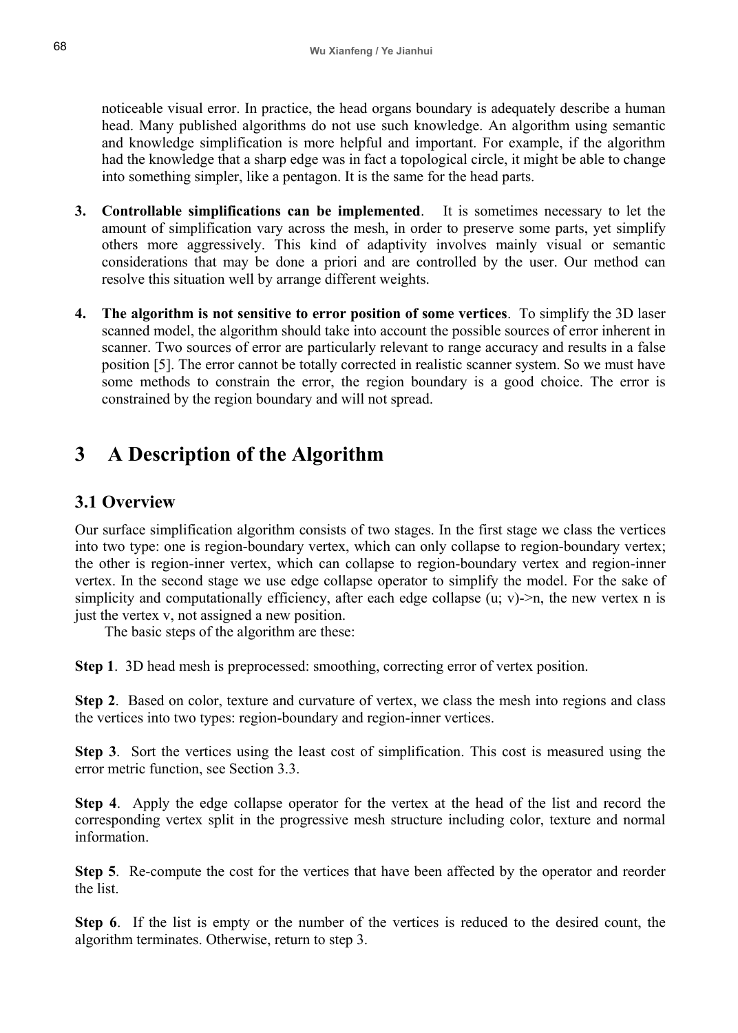noticeable visual error. In practice, the head organs boundary is adequately describe a human head. Many published algorithms do not use such knowledge. An algorithm using semantic and knowledge simplification is more helpful and important. For example, if the algorithm had the knowledge that a sharp edge was in fact a topological circle, it might be able to change into something simpler, like a pentagon. It is the same for the head parts.

3. **Controllable simplifications can be implemented**. It is sometimes necessary to let the amount of simplification vary across the mesh, in order to preserve some parts, yet simplify others more aggressively. This kind of adaptivity involves mainly visual or semantic considerations that may be done a priori and are controlled by the user. Our method can resolve this situation well by arrange different weights.

4. **The algorithm is not sensitive to error position of some vertices**. To simplify the 3D laser scanned model, the algorithm should take into account the possible sources of error inherent in scanner. Two sources of error are particularly relevant to range accuracy and results in a false position [5]. The error cannot be totally corrected in realistic scanner system. So we must have some methods to constrain the error, the region boundary is a good choice. The error is constrained by the region boundary and will not spread.

# 3 A Description of the Algorithm

## 3.1 Overview

Our surface simplification algorithm consists of two stages. In the first stage we class the vertices into two type: one is region-boundary vertex, which can only collapse to region-boundary vertex; the other is region-inner vertex, which can collapse to region-boundary vertex and region-inner vertex. In the second stage we use edge collapse operator to simplify the model. For the sake of simplicity and computationally efficiency, after each edge collapse (u; v)->n, the new vertex n is just the vertex v, not assigned a new position.

The basic steps of the algorithm are these:

**Step 1**. 3D head mesh is preprocessed: smoothing, correcting error of vertex position.

**Step 2**. Based on color, texture and curvature of vertex, we class the mesh into regions and class the vertices into two types: region-boundary and region-inner vertices.

**Step 3**. Sort the vertices using the least cost of simplification. This cost is measured using the error metric function, see Section 3.3.

**Step 4**. Apply the edge collapse operator for the vertex at the head of the list and record the corresponding vertex split in the progressive mesh structure including color, texture and normal information.

**Step 5**. Re-compute the cost for the vertices that have been affected by the operator and reorder the list.

**Step 6**. If the list is empty or the number of the vertices is reduced to the desired count, the algorithm terminates. Otherwise, return to step 3.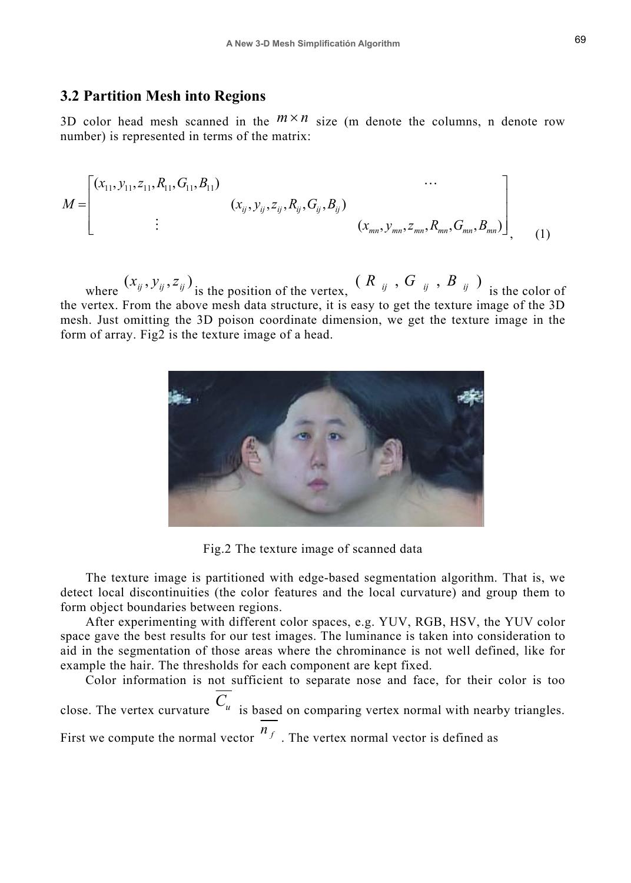## 3.2 Partition Mesh into Regions

3D color head mesh scanned in the $m \times n$ size (m denote the columns, n denote row number) is represented in terms of the matrix:

$$M = \begin{bmatrix} (x_{11}, y_{11}, z_{11}, R_{11}, G_{11}, B_{11}) & & \cdots \\ & (x_{ij}, y_{ij}, z_{ij}, R_{ij}, G_{ij}, B_{ij}) & \\ \vdots & & (x_{mn}, y_{mn}, z_{mn}, R_{mn}, G_{mn}, B_{mn}) \end{bmatrix}, \quad (1)$$

where $(x_{ij}, y_{ij}, z_{ij})$ is the position of the vertex, $(R_{ij}, G_{ij}, B_{ij})$ is the color of the vertex. From the above mesh data structure, it is easy to get the texture image of the 3D mesh. Just omitting the 3D poison coordinate dimension, we get the texture image in the form of array. Fig2 is the texture image of a head.

Fig.2 The texture image of scanned data

The texture image is partitioned with edge-based segmentation algorithm. That is, we detect local discontinuities (the color features and the local curvature) and group them to form object boundaries between regions.

After experimenting with different color spaces, e.g. YUV, RGB, HSV, the YUV color space gave the best results for our test images. The luminance is taken into consideration to aid in the segmentation of those areas where the chrominance is not well defined, like for example the hair. The thresholds for each component are kept fixed.

Color information is not sufficient to separate nose and face, for their color is too close. The vertex curvature $\overline{C_u}$ is based on comparing vertex normal with nearby triangles. First we compute the normal vector $\overline{n_f}$ . The vertex normal vector is defined as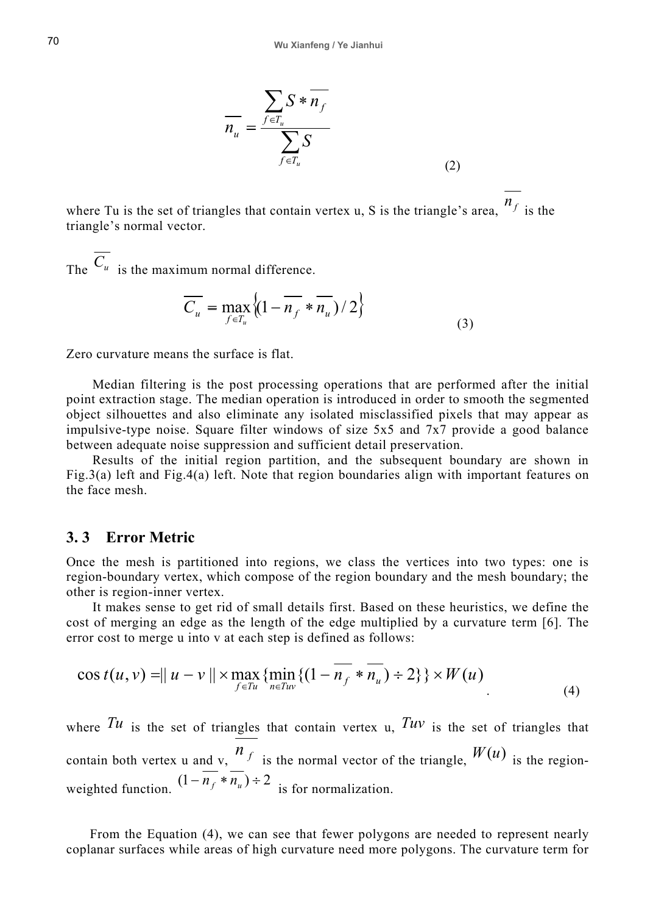$$\overline{n_u} = \frac{\sum_{f \in T_u} S * \overline{n_f}}{\sum_{f \in T_u} S} \tag{2}$$

where Tu is the set of triangles that contain vertex u, S is the triangle's area, $\overline{n_f}$ is the triangle's normal vector.

The $\overline{C_u}$ is the maximum normal difference.

$$\overline{C_u} = \max_{f \in T_u} \left\{ (1 - \overline{n_f} * \overline{n_u}) / 2 \right\} \tag{3}$$

Zero curvature means the surface is flat.

Median filtering is the post processing operations that are performed after the initial point extraction stage. The median operation is introduced in order to smooth the segmented object silhouettes and also eliminate any isolated misclassified pixels that may appear as impulsive-type noise. Square filter windows of size 5x5 and 7x7 provide a good balance between adequate noise suppression and sufficient detail preservation.

Results of the initial region partition, and the subsequent boundary are shown in Fig.3(a) left and Fig.4(a) left. Note that region boundaries align with important features on the face mesh.

### 3. 3 Error Metric

Once the mesh is partitioned into regions, we class the vertices into two types: one is region-boundary vertex, which compose of the region boundary and the mesh boundary; the other is region-inner vertex.

It makes sense to get rid of small details first. Based on these heuristics, we define the cost of merging an edge as the length of the edge multiplied by a curvature term [6]. The error cost to merge u into v at each step is defined as follows:

$$\cos t(u,v) = \| u - v \| \times \max_{f \in Tu} \{ \min_{n \in Tuv} \{ (1 - \overline{n_f} * \overline{n_u}) \div 2 \} \} \times W(u) \tag{4}$$

where $Tu$ is the set of triangles that contain vertex u, $Tuv$ is the set of triangles that contain both vertex u and v, $\overline{n_f}$ is the normal vector of the triangle, $W(u)$ is the region-weighted function. $(1 - \overline{n_f} * \overline{n_u}) \div 2$ is for normalization.

From the Equation (4), we can see that fewer polygons are needed to represent nearly coplanar surfaces while areas of high curvature need more polygons. The curvature term for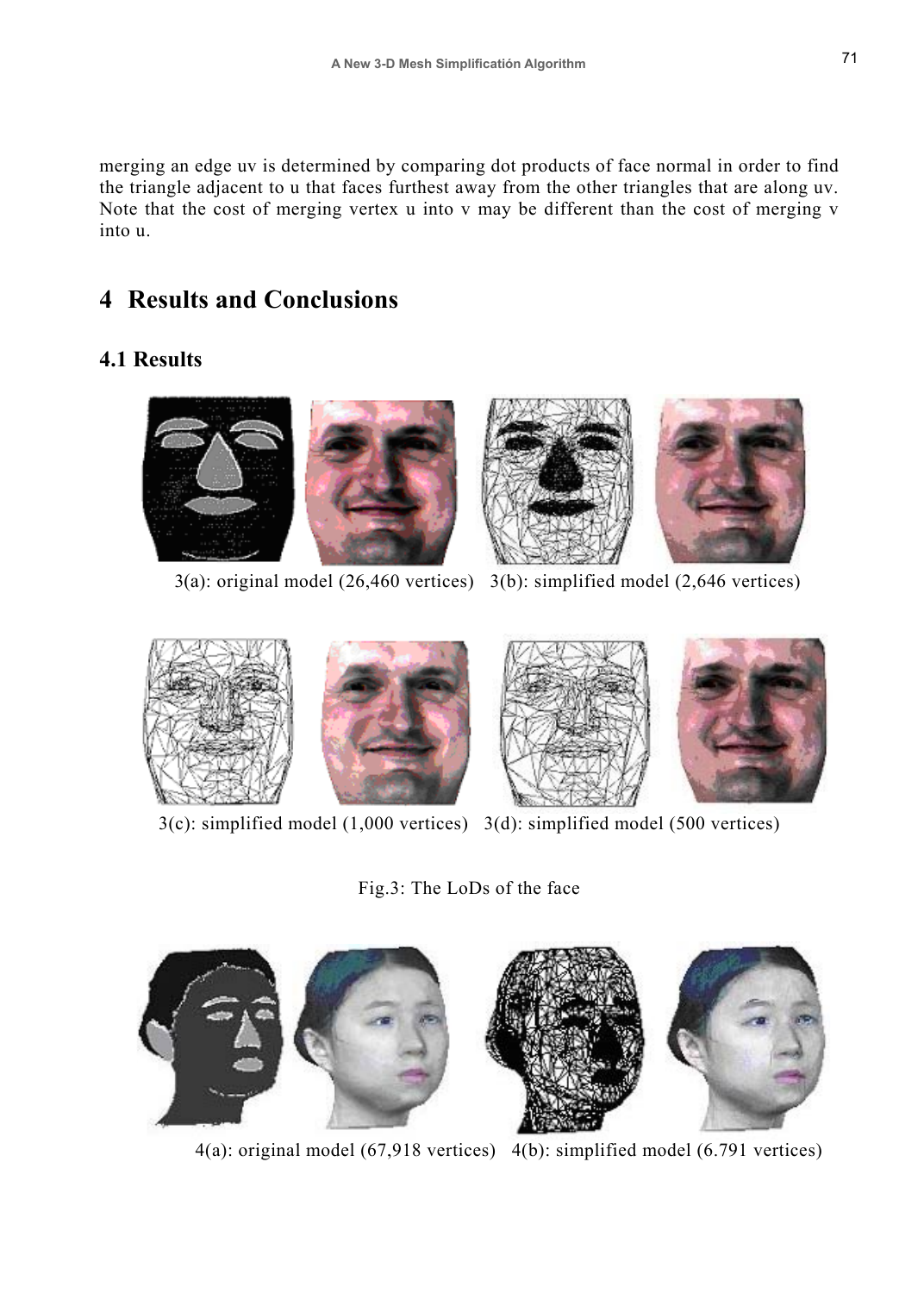merging an edge uv is determined by comparing dot products of face normal in order to find the triangle adjacent to u that faces furthest away from the other triangles that are along uv. Note that the cost of merging vertex u into v may be different than the cost of merging v into u.

# 4 Results and Conclusions

## 4.1 Results

3(a): original model (26,460 vertices) 3(b): simplified model (2,646 vertices)

3(c): simplified model (1,000 vertices) 3(d): simplified model (500 vertices)

Fig.3: The LoDs of the face

4(a): original model (67,918 vertices) 4(b): simplified model (6.791 vertices)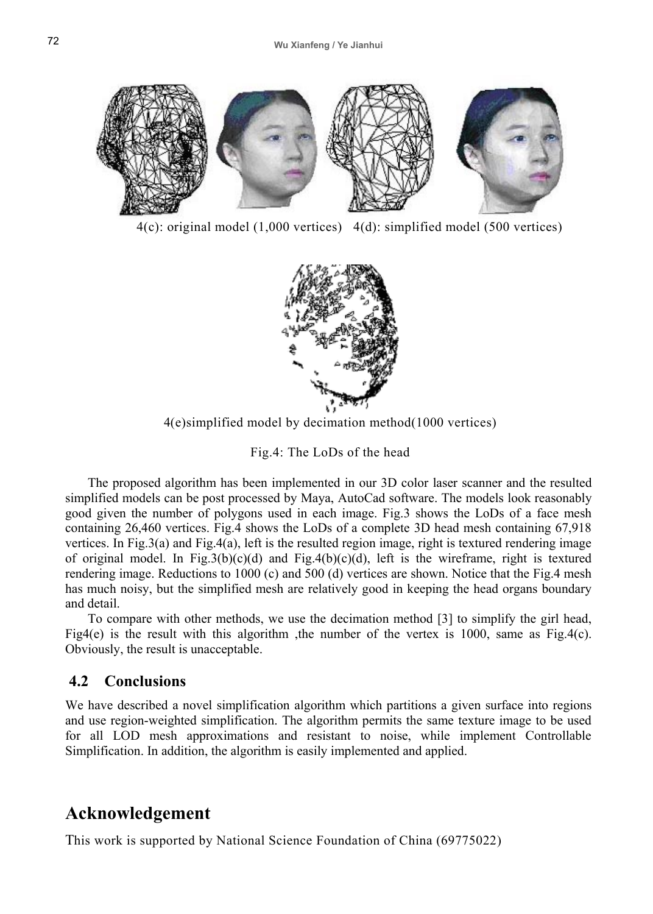4(c): original model (1,000 vertices)   4(d): simplified model (500 vertices)

4(e)simplified model by decimation method(1000 vertices)

Fig.4: The LoDs of the head

The proposed algorithm has been implemented in our 3D color laser scanner and the resulted simplified models can be post processed by Maya, AutoCad software. The models look reasonably good given the number of polygons used in each image. Fig.3 shows the LoDs of a face mesh containing 26,460 vertices. Fig.4 shows the LoDs of a complete 3D head mesh containing 67,918 vertices. In Fig.3(a) and Fig.4(a), left is the resulted region image, right is textured rendering image of original model. In Fig.3(b)(c)(d) and Fig.4(b)(c)(d), left is the wireframe, right is textured rendering image. Reductions to 1000 (c) and 500 (d) vertices are shown. Notice that the Fig.4 mesh has much noisy, but the simplified mesh are relatively good in keeping the head organs boundary and detail.

To compare with other methods, we use the decimation method [3] to simplify the girl head, Fig4(e) is the result with this algorithm ,the number of the vertex is 1000, same as Fig.4(c). Obviously, the result is unacceptable.

### 4.2 Conclusions

We have described a novel simplification algorithm which partitions a given surface into regions and use region-weighted simplification. The algorithm permits the same texture image to be used for all LOD mesh approximations and resistant to noise, while implement Controllable Simplification. In addition, the algorithm is easily implemented and applied.

## Acknowledgement

This work is supported by National Science Foundation of China (69775022)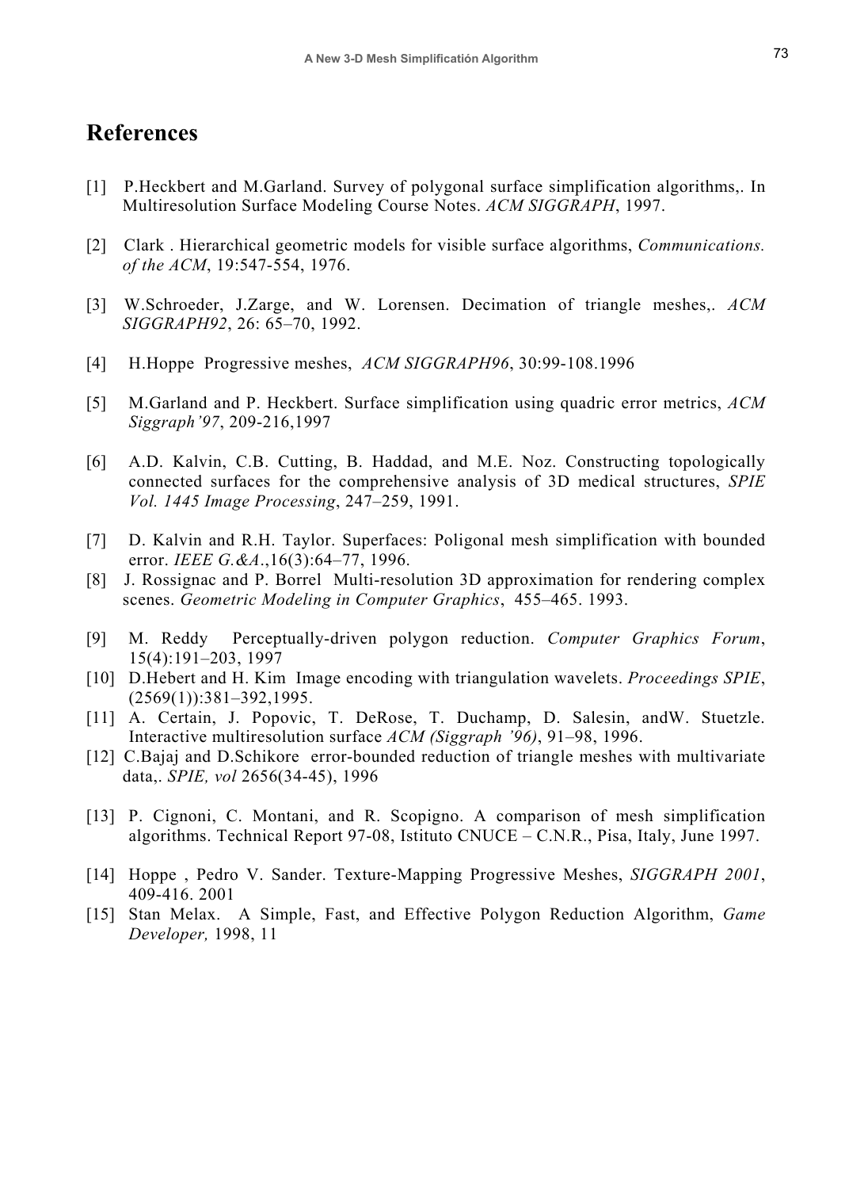# References

[1] P.Heckbert and M.Garland. Survey of polygonal surface simplification algorithms,. In Multiresolution Surface Modeling Course Notes. *ACM SIGGRAPH*, 1997.

[2] Clark . Hierarchical geometric models for visible surface algorithms, *Communications. of the ACM*, 19:547-554, 1976.

[3] W.Schroeder, J.Zarge, and W. Lorensen. Decimation of triangle meshes,. *ACM SIGGRAPH92*, 26: 65–70, 1992.

[4] H.Hoppe Progressive meshes, *ACM SIGGRAPH96*, 30:99-108.1996

[5] M.Garland and P. Heckbert. Surface simplification using quadric error metrics, *ACM Siggraph'97*, 209-216,1997

[6] A.D. Kalvin, C.B. Cutting, B. Haddad, and M.E. Noz. Constructing topologically connected surfaces for the comprehensive analysis of 3D medical structures, *SPIE Vol. 1445 Image Processing*, 247–259, 1991.

[7] D. Kalvin and R.H. Taylor. Superfaces: Poligonal mesh simplification with bounded error. *IEEE G.&A.*,16(3):64–77, 1996.

[8] J. Rossignac and P. Borrel Multi-resolution 3D approximation for rendering complex scenes. *Geometric Modeling in Computer Graphics*, 455–465. 1993.

[9] M. Reddy Perceptually-driven polygon reduction. *Computer Graphics Forum*, 15(4):191–203, 1997

[10] D.Hebert and H. Kim Image encoding with triangulation wavelets. *Proceedings SPIE*, (2569(1)):381–392,1995.

[11] A. Certain, J. Popovic, T. DeRose, T. Duchamp, D. Salesin, andW. Stuetzle. Interactive multiresolution surface *ACM (Siggraph '96)*, 91–98, 1996.

[12] C.Bajaj and D.Schikore error-bounded reduction of triangle meshes with multivariate data,. *SPIE, vol* 2656(34-45), 1996

[13] P. Cignoni, C. Montani, and R. Scopigno. A comparison of mesh simplification algorithms. Technical Report 97-08, Istituto CNUCE – C.N.R., Pisa, Italy, June 1997.

[14] Hoppe , Pedro V. Sander. Texture-Mapping Progressive Meshes, *SIGGRAPH 2001*, 409-416. 2001

[15] Stan Melax. A Simple, Fast, and Effective Polygon Reduction Algorithm, *Game Developer,* 1998, 11